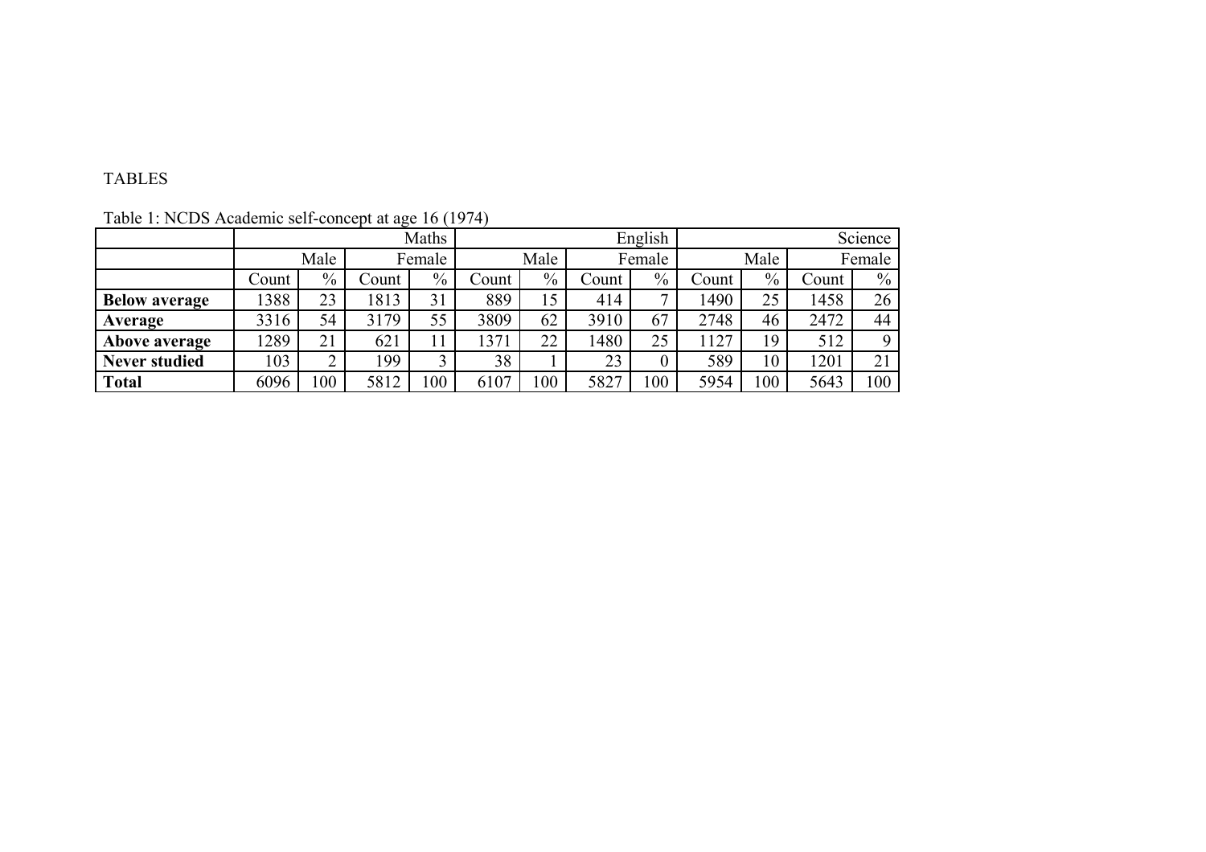TABLES

Table 1: NCDS Academic self-concept at age 16 (1974)

| | Maths | | | | English | | | | Science | | | |
|---|---|---|---|---|---|---|---|---|---|---|---|---|
| | Male | | Female | | Male | | Female | | Male | | Female | |
| | Count | % | Count | % | Count | % | Count | % | Count | % | Count | % |
| **Below average** | 1388 | 23 | 1813 | 31 | 889 | 15 | 414 | 7 | 1490 | 25 | 1458 | 26 |
| **Average** | 3316 | 54 | 3179 | 55 | 3809 | 62 | 3910 | 67 | 2748 | 46 | 2472 | 44 |
| **Above average** | 1289 | 21 | 621 | 11 | 1371 | 22 | 1480 | 25 | 1127 | 19 | 512 | 9 |
| **Never studied** | 103 | 2 | 199 | 3 | 38 | 1 | 23 | 0 | 589 | 10 | 1201 | 21 |
| **Total** | 6096 | 100 | 5812 | 100 | 6107 | 100 | 5827 | 100 | 5954 | 100 | 5643 | 100 |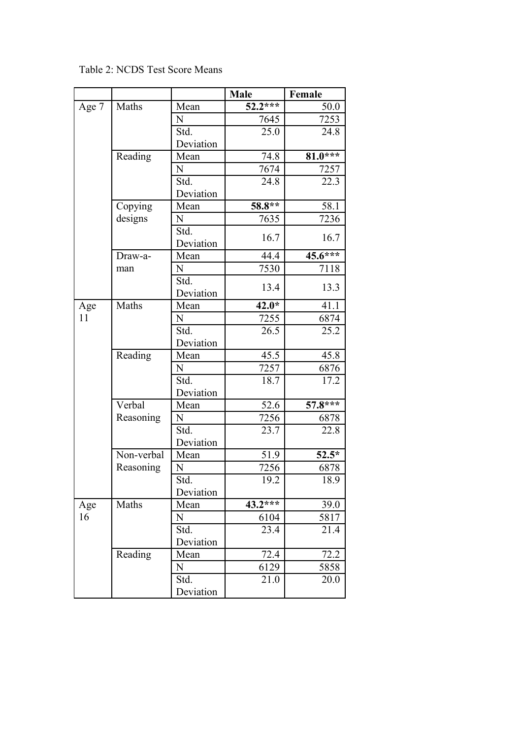Table 2: NCDS Test Score Means

| | | | **Male** | **Female** |
|---|---|---|---|---|
| Age 7 | Maths | Mean | **52.2*****| 50.0 |
| | | N | 7645 | 7253 |
| | | Std. Deviation | 25.0 | 24.8 |
| | Reading | Mean | 74.8 | **81.0***** |
| | | N | 7674 | 7257 |
| | | Std. Deviation | 24.8 | 22.3 |
| | Copying designs | Mean | **58.8**** | 58.1 |
| | | N | 7635 | 7236 |
| | | Std. Deviation | 16.7 | 16.7 |
| | Draw-a-man | Mean | 44.4 | **45.6***** |
| | | N | 7530 | 7118 |
| | | Std. Deviation | 13.4 | 13.3 |
| Age 11 | Maths | Mean | **42.0*** | 41.1 |
| | | N | 7255 | 6874 |
| | | Std. Deviation | 26.5 | 25.2 |
| | Reading | Mean | 45.5 | 45.8 |
| | | N | 7257 | 6876 |
| | | Std. Deviation | 18.7 | 17.2 |
| | Verbal Reasoning | Mean | 52.6 | **57.8***** |
| | | N | 7256 | 6878 |
| | | Std. Deviation | 23.7 | 22.8 |
| | Non-verbal Reasoning | Mean | 51.9 | **52.5*** |
| | | N | 7256 | 6878 |
| | | Std. Deviation | 19.2 | 18.9 |
| Age 16 | Maths | Mean | **43.2***** | 39.0 |
| | | N | 6104 | 5817 |
| | | Std. Deviation | 23.4 | 21.4 |
| | Reading | Mean | 72.4 | 72.2 |
| | | N | 6129 | 5858 |
| | | Std. Deviation | 21.0 | 20.0 |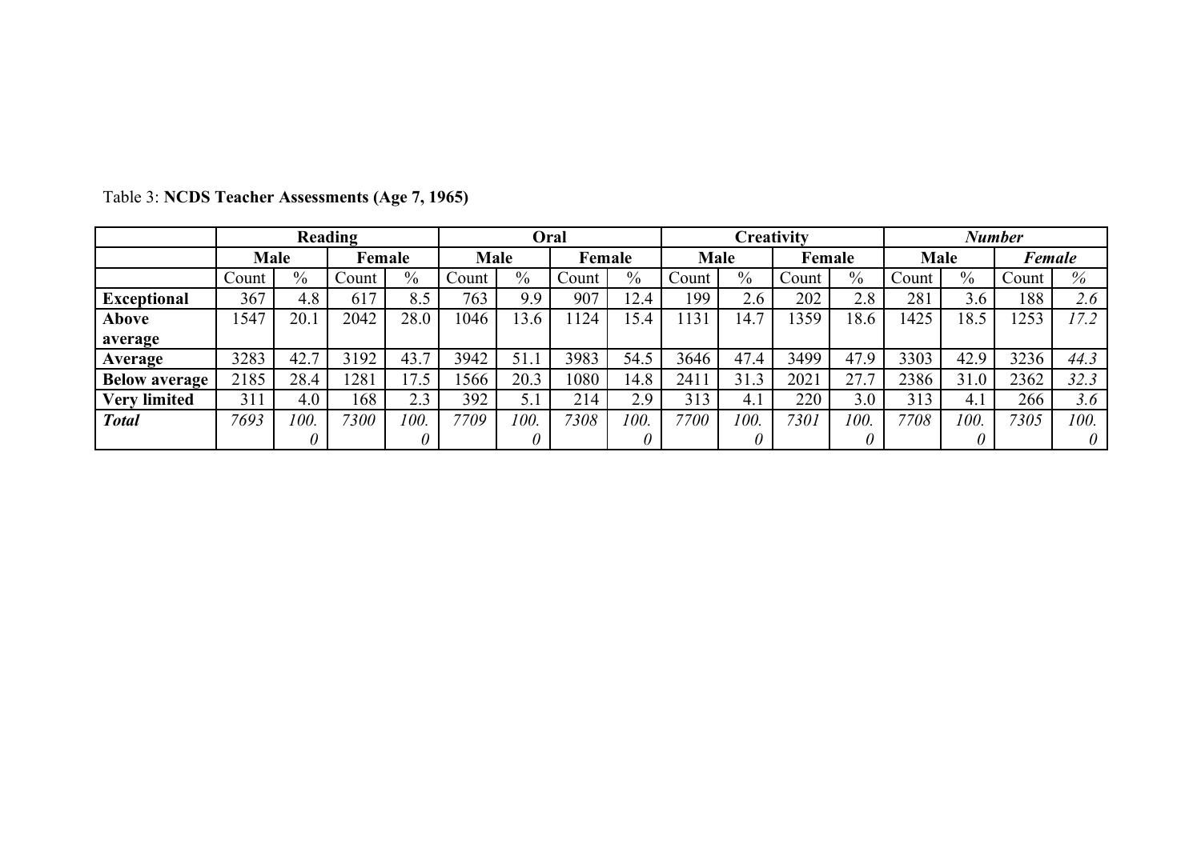Table 3: **NCDS Teacher Assessments (Age 7, 1965)**

| | **Reading** | | | | **Oral** | | | | **Creativity** | | | | ***Number*** | | | |
|---|---|---|---|---|---|---|---|---|---|---|---|---|---|---|---|---|
| | **Male** | | **Female** | | **Male** | | **Female** | | **Male** | | **Female** | | **Male** | | ***Female*** | |
| | Count | % | Count | % | Count | % | Count | % | Count | % | Count | % | Count | % | Count | *%* |
| **Exceptional** | 367 | 4.8 | 617 | 8.5 | 763 | 9.9 | 907 | 12.4 | 199 | 2.6 | 202 | 2.8 | 281 | 3.6 | 188 | *2.6* |
| **Above average** | 1547 | 20.1 | 2042 | 28.0 | 1046 | 13.6 | 1124 | 15.4 | 1131 | 14.7 | 1359 | 18.6 | 1425 | 18.5 | 1253 | *17.2* |
| **Average** | 3283 | 42.7 | 3192 | 43.7 | 3942 | 51.1 | 3983 | 54.5 | 3646 | 47.4 | 3499 | 47.9 | 3303 | 42.9 | 3236 | *44.3* |
| **Below average** | 2185 | 28.4 | 1281 | 17.5 | 1566 | 20.3 | 1080 | 14.8 | 2411 | 31.3 | 2021 | 27.7 | 2386 | 31.0 | 2362 | *32.3* |
| **Very limited** | 311 | 4.0 | 168 | 2.3 | 392 | 5.1 | 214 | 2.9 | 313 | 4.1 | 220 | 3.0 | 313 | 4.1 | 266 | *3.6* |
| ***Total*** | *7693* | *100.0* | *7300* | *100.0* | *7709* | *100.0* | *7308* | *100.0* | *7700* | *100.0* | *7301* | *100.0* | *7708* | *100.0* | *7305* | *100.0* |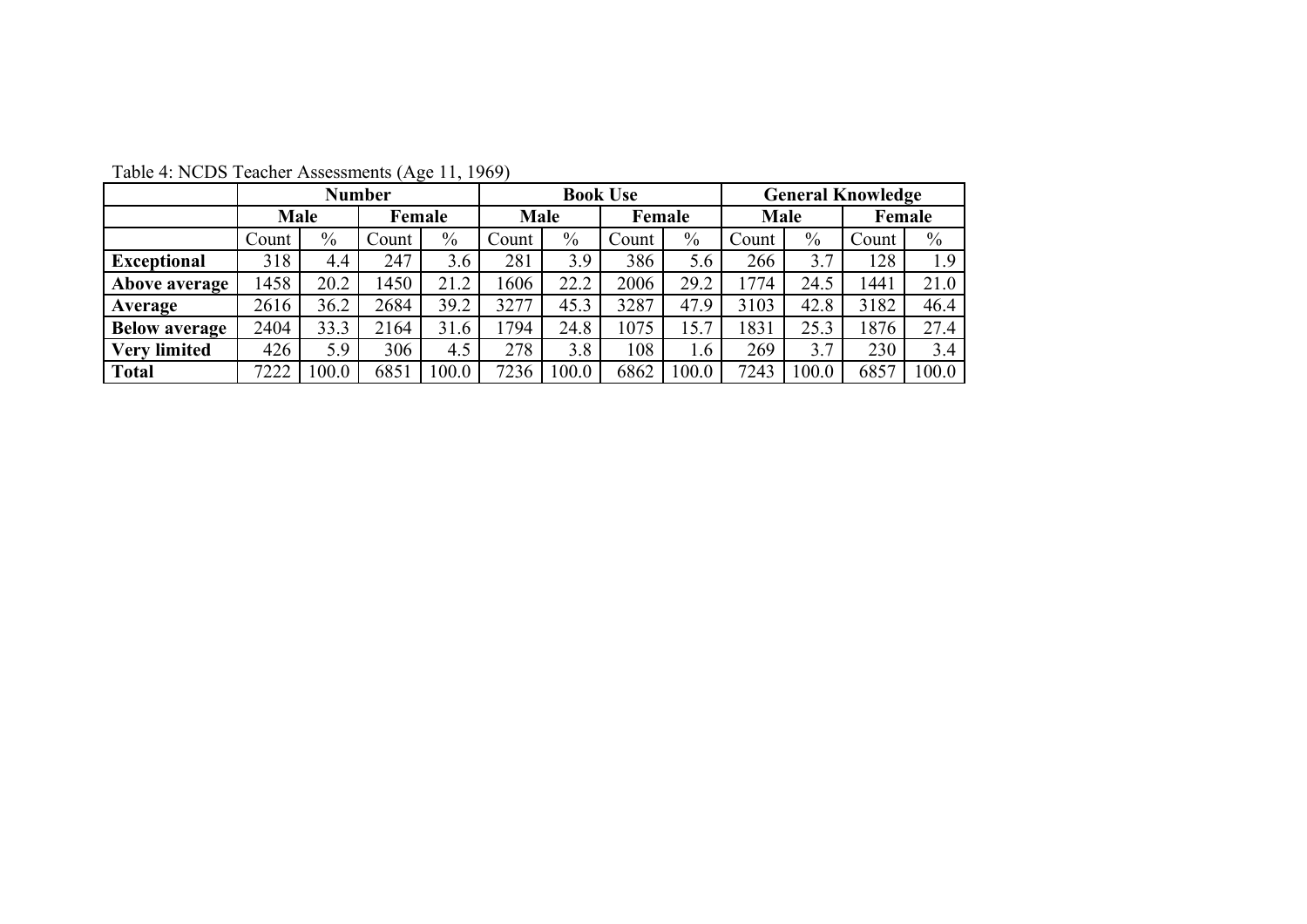Table 4: NCDS Teacher Assessments (Age 11, 1969)

| | Number | | | | Book Use | | | | General Knowledge | | | |
|---|---|---|---|---|---|---|---|---|---|---|---|---|
| | Male | | Female | | Male | | Female | | Male | | Female | |
| | Count | % | Count | % | Count | % | Count | % | Count | % | Count | % |
| **Exceptional** | 318 | 4.4 | 247 | 3.6 | 281 | 3.9 | 386 | 5.6 | 266 | 3.7 | 128 | 1.9 |
| **Above average** | 1458 | 20.2 | 1450 | 21.2 | 1606 | 22.2 | 2006 | 29.2 | 1774 | 24.5 | 1441 | 21.0 |
| **Average** | 2616 | 36.2 | 2684 | 39.2 | 3277 | 45.3 | 3287 | 47.9 | 3103 | 42.8 | 3182 | 46.4 |
| **Below average** | 2404 | 33.3 | 2164 | 31.6 | 1794 | 24.8 | 1075 | 15.7 | 1831 | 25.3 | 1876 | 27.4 |
| **Very limited** | 426 | 5.9 | 306 | 4.5 | 278 | 3.8 | 108 | 1.6 | 269 | 3.7 | 230 | 3.4 |
| **Total** | 7222 | 100.0 | 6851 | 100.0 | 7236 | 100.0 | 6862 | 100.0 | 7243 | 100.0 | 6857 | 100.0 |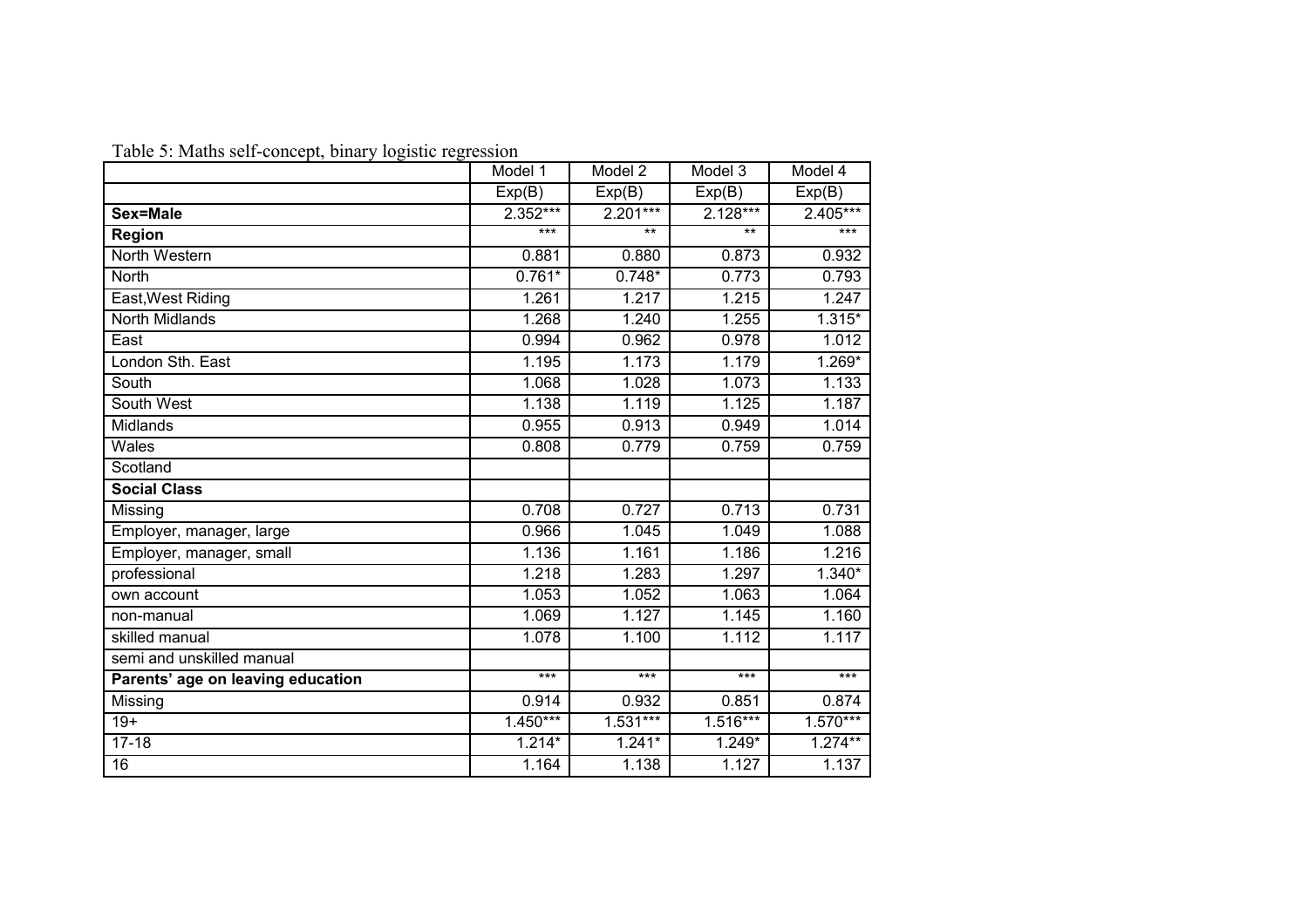Table 5: Maths self-concept, binary logistic regression

| | Model 1 | Model 2 | Model 3 | Model 4 |
|---|---|---|---|---|
| | Exp(B) | Exp(B) | Exp(B) | Exp(B) |
| **Sex=Male** | 2.352*** | 2.201*** | 2.128*** | 2.405*** |
| **Region** | *** | ** | ** | *** |
| North Western | 0.881 | 0.880 | 0.873 | 0.932 |
| North | 0.761* | 0.748* | 0.773 | 0.793 |
| East,West Riding | 1.261 | 1.217 | 1.215 | 1.247 |
| North Midlands | 1.268 | 1.240 | 1.255 | 1.315* |
| East | 0.994 | 0.962 | 0.978 | 1.012 |
| London Sth. East | 1.195 | 1.173 | 1.179 | 1.269* |
| South | 1.068 | 1.028 | 1.073 | 1.133 |
| South West | 1.138 | 1.119 | 1.125 | 1.187 |
| Midlands | 0.955 | 0.913 | 0.949 | 1.014 |
| Wales | 0.808 | 0.779 | 0.759 | 0.759 |
| Scotland | | | | |
| **Social Class** | | | | |
| Missing | 0.708 | 0.727 | 0.713 | 0.731 |
| Employer, manager, large | 0.966 | 1.045 | 1.049 | 1.088 |
| Employer, manager, small | 1.136 | 1.161 | 1.186 | 1.216 |
| professional | 1.218 | 1.283 | 1.297 | 1.340* |
| own account | 1.053 | 1.052 | 1.063 | 1.064 |
| non-manual | 1.069 | 1.127 | 1.145 | 1.160 |
| skilled manual | 1.078 | 1.100 | 1.112 | 1.117 |
| semi and unskilled manual | | | | |
| **Parents' age on leaving education** | *** | *** | *** | *** |
| Missing | 0.914 | 0.932 | 0.851 | 0.874 |
| 19+ | 1.450*** | 1.531*** | 1.516*** | 1.570*** |
| 17-18 | 1.214* | 1.241* | 1.249* | 1.274** |
| 16 | 1.164 | 1.138 | 1.127 | 1.137 |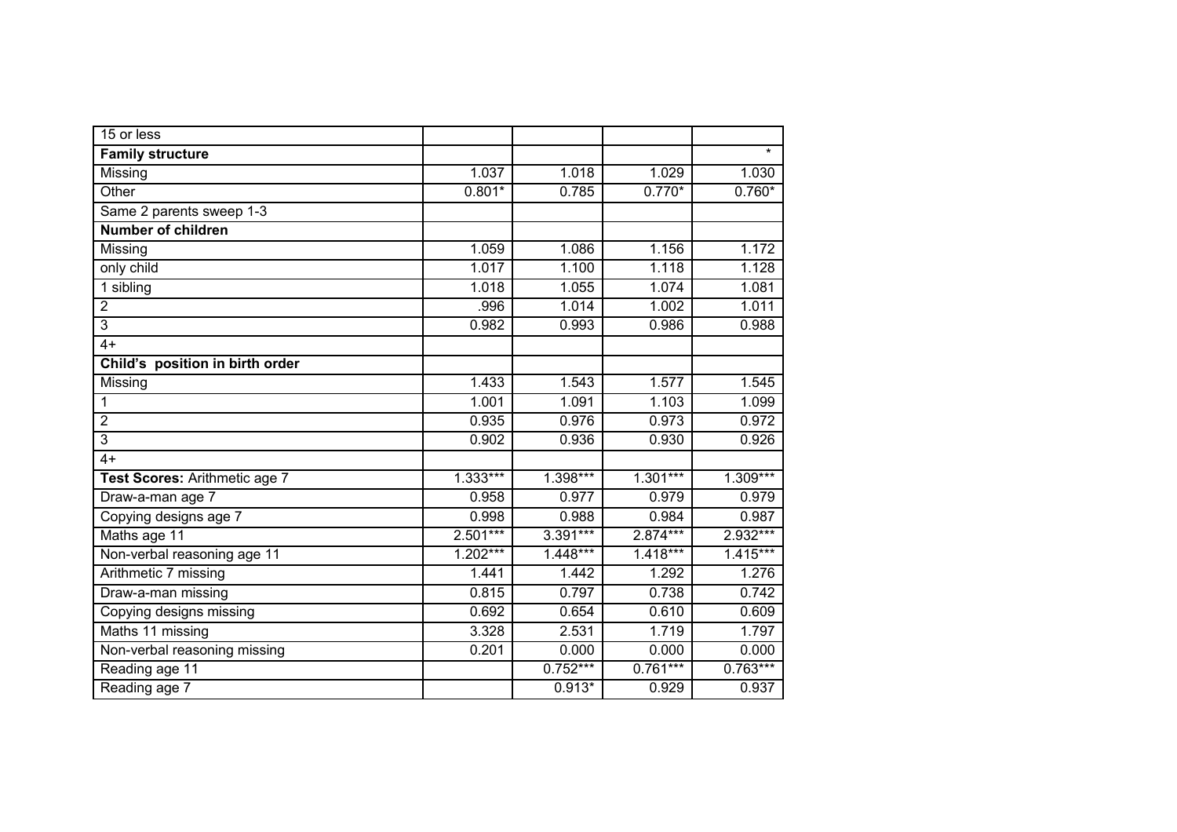| | | | | |
|---|---|---|---|---|
| 15 or less | | | | |
| **Family structure** | | | | * |
| Missing | 1.037 | 1.018 | 1.029 | 1.030 |
| Other | 0.801* | 0.785 | 0.770* | 0.760* |
| Same 2 parents sweep 1-3 | | | | |
| **Number of children** | | | | |
| Missing | 1.059 | 1.086 | 1.156 | 1.172 |
| only child | 1.017 | 1.100 | 1.118 | 1.128 |
| 1 sibling | 1.018 | 1.055 | 1.074 | 1.081 |
| 2 | .996 | 1.014 | 1.002 | 1.011 |
| 3 | 0.982 | 0.993 | 0.986 | 0.988 |
| 4+ | | | | |
| **Child's position in birth order** | | | | |
| Missing | 1.433 | 1.543 | 1.577 | 1.545 |
| 1 | 1.001 | 1.091 | 1.103 | 1.099 |
| 2 | 0.935 | 0.976 | 0.973 | 0.972 |
| 3 | 0.902 | 0.936 | 0.930 | 0.926 |
| 4+ | | | | |
| **Test Scores:** Arithmetic age 7 | 1.333*** | 1.398*** | 1.301*** | 1.309*** |
| Draw-a-man age 7 | 0.958 | 0.977 | 0.979 | 0.979 |
| Copying designs age 7 | 0.998 | 0.988 | 0.984 | 0.987 |
| Maths age 11 | 2.501*** | 3.391*** | 2.874*** | 2.932*** |
| Non-verbal reasoning age 11 | 1.202*** | 1.448*** | 1.418*** | 1.415*** |
| Arithmetic 7 missing | 1.441 | 1.442 | 1.292 | 1.276 |
| Draw-a-man missing | 0.815 | 0.797 | 0.738 | 0.742 |
| Copying designs missing | 0.692 | 0.654 | 0.610 | 0.609 |
| Maths 11 missing | 3.328 | 2.531 | 1.719 | 1.797 |
| Non-verbal reasoning missing | 0.201 | 0.000 | 0.000 | 0.000 |
| Reading age 11 | | 0.752*** | 0.761*** | 0.763*** |
| Reading age 7 | | 0.913* | 0.929 | 0.937 |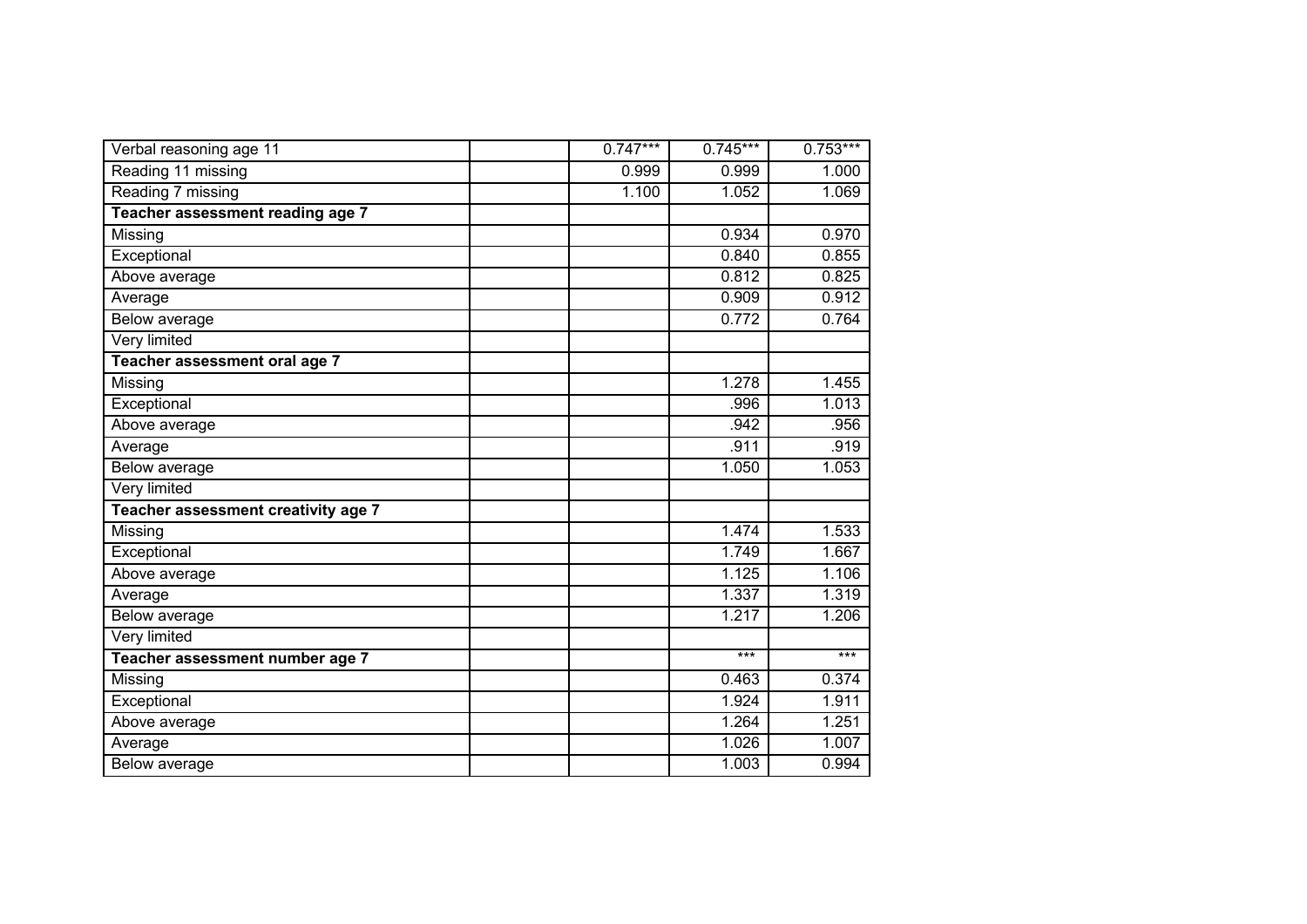| | | | | |
|---|---|---|---|---|
| Verbal reasoning age 11 | | 0.747*** | 0.745*** | 0.753*** |
| Reading 11 missing | | 0.999 | 0.999 | 1.000 |
| Reading 7 missing | | 1.100 | 1.052 | 1.069 |
| **Teacher assessment reading age 7** | | | | |
| Missing | | | 0.934 | 0.970 |
| Exceptional | | | 0.840 | 0.855 |
| Above average | | | 0.812 | 0.825 |
| Average | | | 0.909 | 0.912 |
| Below average | | | 0.772 | 0.764 |
| Very limited | | | | |
| **Teacher assessment oral age 7** | | | | |
| Missing | | | 1.278 | 1.455 |
| Exceptional | | | .996 | 1.013 |
| Above average | | | .942 | .956 |
| Average | | | .911 | .919 |
| Below average | | | 1.050 | 1.053 |
| Very limited | | | | |
| **Teacher assessment creativity age 7** | | | | |
| Missing | | | 1.474 | 1.533 |
| Exceptional | | | 1.749 | 1.667 |
| Above average | | | 1.125 | 1.106 |
| Average | | | 1.337 | 1.319 |
| Below average | | | 1.217 | 1.206 |
| Very limited | | | | |
| **Teacher assessment number age 7** | | | *** | *** |
| Missing | | | 0.463 | 0.374 |
| Exceptional | | | 1.924 | 1.911 |
| Above average | | | 1.264 | 1.251 |
| Average | | | 1.026 | 1.007 |
| Below average | | | 1.003 | 0.994 |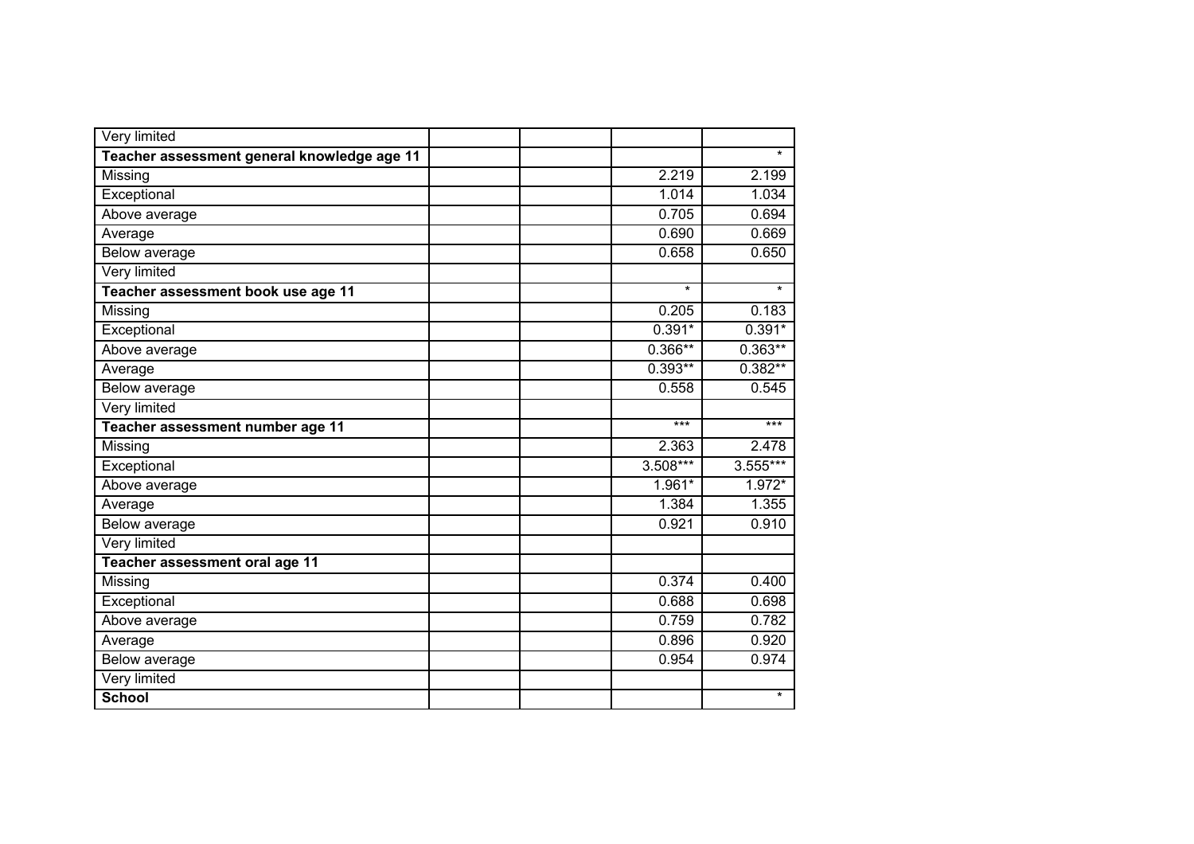| | | | | |
|---|---|---|---|---|
| Very limited | | | | |
| **Teacher assessment general knowledge age 11** | | | | * |
| Missing | | | 2.219 | 2.199 |
| Exceptional | | | 1.014 | 1.034 |
| Above average | | | 0.705 | 0.694 |
| Average | | | 0.690 | 0.669 |
| Below average | | | 0.658 | 0.650 |
| Very limited | | | | |
| **Teacher assessment book use age 11** | | | * | * |
| Missing | | | 0.205 | 0.183 |
| Exceptional | | | 0.391* | 0.391* |
| Above average | | | 0.366** | 0.363** |
| Average | | | 0.393** | 0.382** |
| Below average | | | 0.558 | 0.545 |
| Very limited | | | | |
| **Teacher assessment number age 11** | | | *** | *** |
| Missing | | | 2.363 | 2.478 |
| Exceptional | | | 3.508*** | 3.555*** |
| Above average | | | 1.961* | 1.972* |
| Average | | | 1.384 | 1.355 |
| Below average | | | 0.921 | 0.910 |
| Very limited | | | | |
| **Teacher assessment oral age 11** | | | | |
| Missing | | | 0.374 | 0.400 |
| Exceptional | | | 0.688 | 0.698 |
| Above average | | | 0.759 | 0.782 |
| Average | | | 0.896 | 0.920 |
| Below average | | | 0.954 | 0.974 |
| Very limited | | | | |
| **School** | | | | * |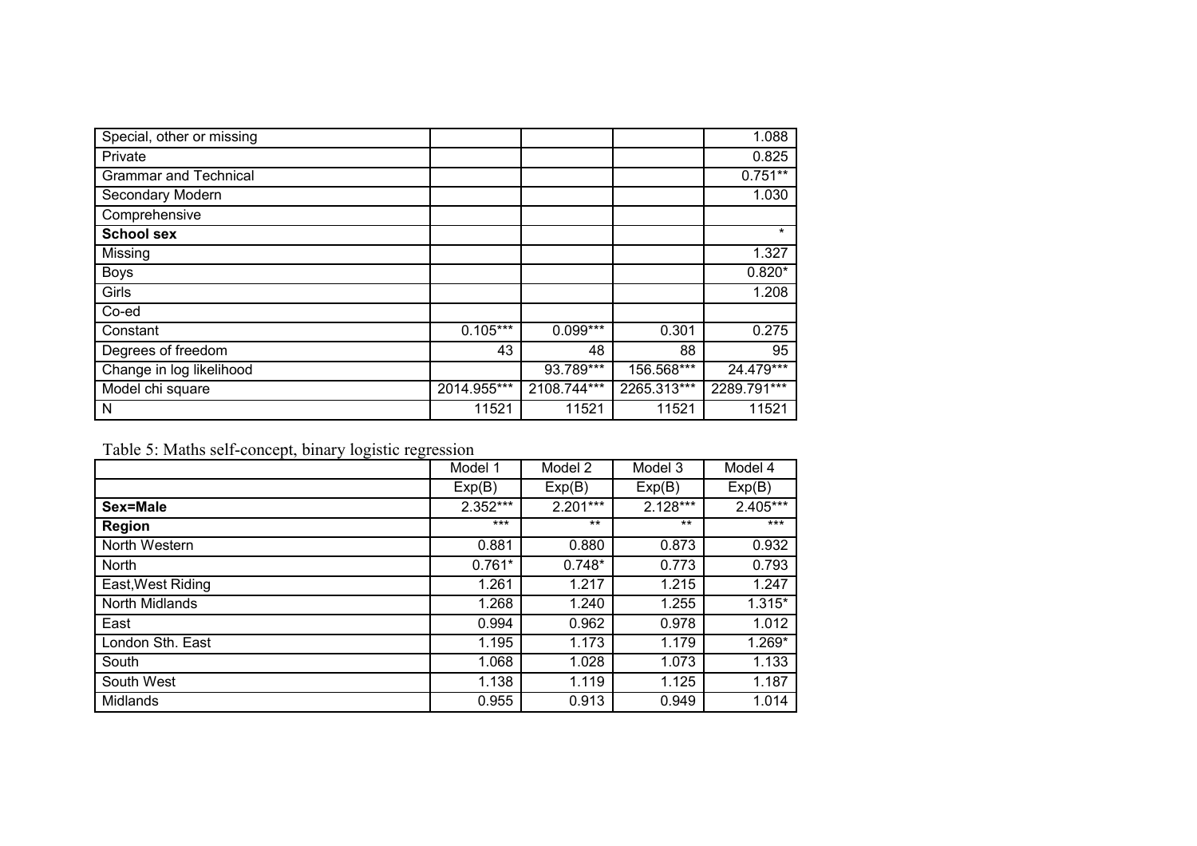| | | | | |
|---|---|---|---|---|
| Special, other or missing | | | | 1.088 |
| Private | | | | 0.825 |
| Grammar and Technical | | | | 0.751** |
| Secondary Modern | | | | 1.030 |
| Comprehensive | | | | |
| **School sex** | | | | * |
| Missing | | | | 1.327 |
| Boys | | | | 0.820* |
| Girls | | | | 1.208 |
| Co-ed | | | | |
| Constant | 0.105*** | 0.099*** | 0.301 | 0.275 |
| Degrees of freedom | 43 | 48 | 88 | 95 |
| Change in log likelihood | | 93.789*** | 156.568*** | 24.479*** |
| Model chi square | 2014.955*** | 2108.744*** | 2265.313*** | 2289.791*** |
| N | 11521 | 11521 | 11521 | 11521 |

Table 5: Maths self-concept, binary logistic regression

| | Model 1 | Model 2 | Model 3 | Model 4 |
|---|---|---|---|---|
| | Exp(B) | Exp(B) | Exp(B) | Exp(B) |
| **Sex=Male** | 2.352*** | 2.201*** | 2.128*** | 2.405*** |
| **Region** | *** | ** | ** | *** |
| North Western | 0.881 | 0.880 | 0.873 | 0.932 |
| North | 0.761* | 0.748* | 0.773 | 0.793 |
| East,West Riding | 1.261 | 1.217 | 1.215 | 1.247 |
| North Midlands | 1.268 | 1.240 | 1.255 | 1.315* |
| East | 0.994 | 0.962 | 0.978 | 1.012 |
| London Sth. East | 1.195 | 1.173 | 1.179 | 1.269* |
| South | 1.068 | 1.028 | 1.073 | 1.133 |
| South West | 1.138 | 1.119 | 1.125 | 1.187 |
| Midlands | 0.955 | 0.913 | 0.949 | 1.014 |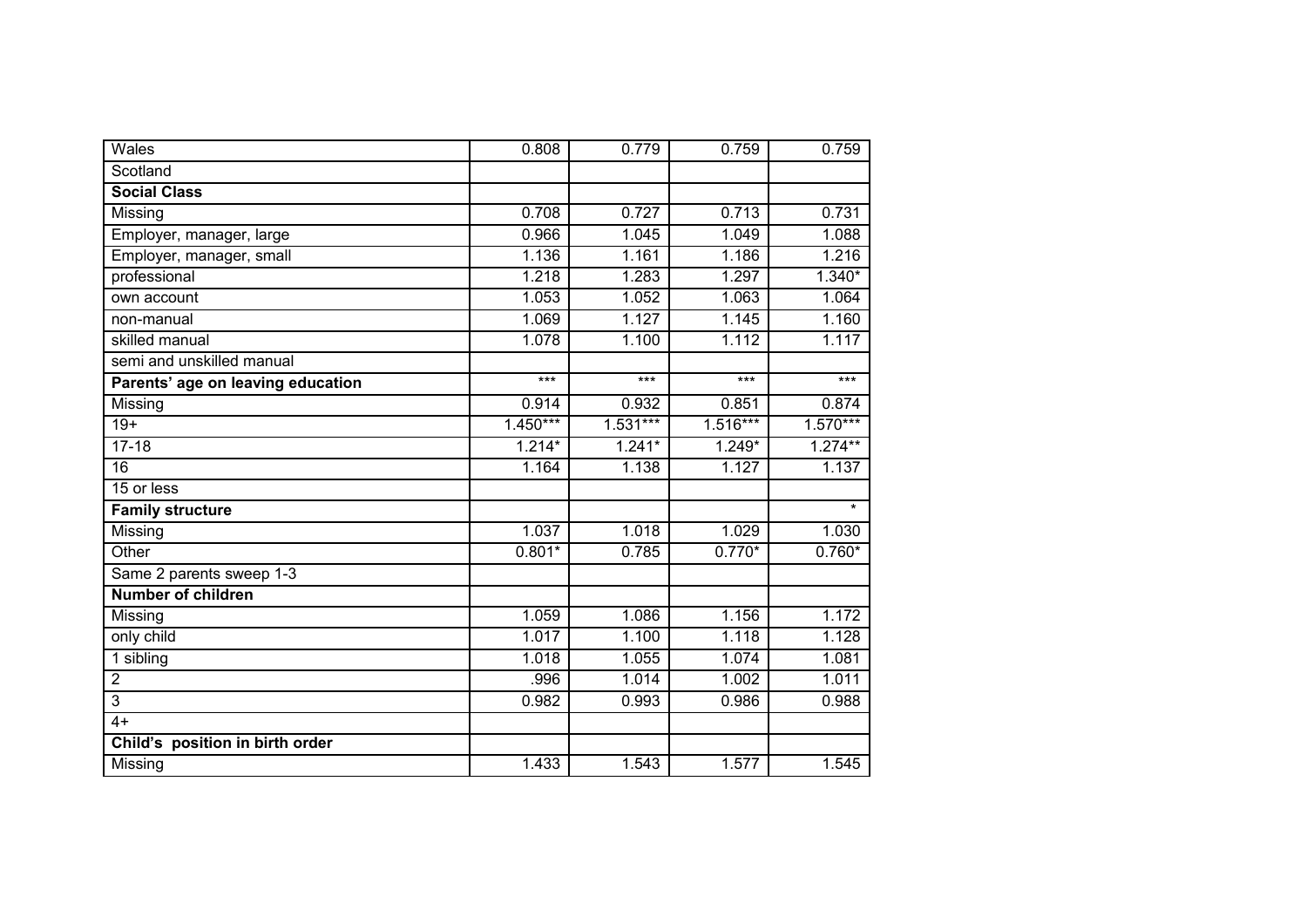| Wales | 0.808 | 0.779 | 0.759 | 0.759 |
|---|---|---|---|---|
| Scotland | | | | |
| **Social Class** | | | | |
| Missing | 0.708 | 0.727 | 0.713 | 0.731 |
| Employer, manager, large | 0.966 | 1.045 | 1.049 | 1.088 |
| Employer, manager, small | 1.136 | 1.161 | 1.186 | 1.216 |
| professional | 1.218 | 1.283 | 1.297 | 1.340* |
| own account | 1.053 | 1.052 | 1.063 | 1.064 |
| non-manual | 1.069 | 1.127 | 1.145 | 1.160 |
| skilled manual | 1.078 | 1.100 | 1.112 | 1.117 |
| semi and unskilled manual | | | | |
| **Parents' age on leaving education** | *** | *** | *** | *** |
| Missing | 0.914 | 0.932 | 0.851 | 0.874 |
| 19+ | 1.450*** | 1.531*** | 1.516*** | 1.570*** |
| 17-18 | 1.214* | 1.241* | 1.249* | 1.274** |
| 16 | 1.164 | 1.138 | 1.127 | 1.137 |
| 15 or less | | | | |
| **Family structure** | | | | * |
| Missing | 1.037 | 1.018 | 1.029 | 1.030 |
| Other | 0.801* | 0.785 | 0.770* | 0.760* |
| Same 2 parents sweep 1-3 | | | | |
| **Number of children** | | | | |
| Missing | 1.059 | 1.086 | 1.156 | 1.172 |
| only child | 1.017 | 1.100 | 1.118 | 1.128 |
| 1 sibling | 1.018 | 1.055 | 1.074 | 1.081 |
| 2 | .996 | 1.014 | 1.002 | 1.011 |
| 3 | 0.982 | 0.993 | 0.986 | 0.988 |
| 4+ | | | | |
| **Child's position in birth order** | | | | |
| Missing | 1.433 | 1.543 | 1.577 | 1.545 |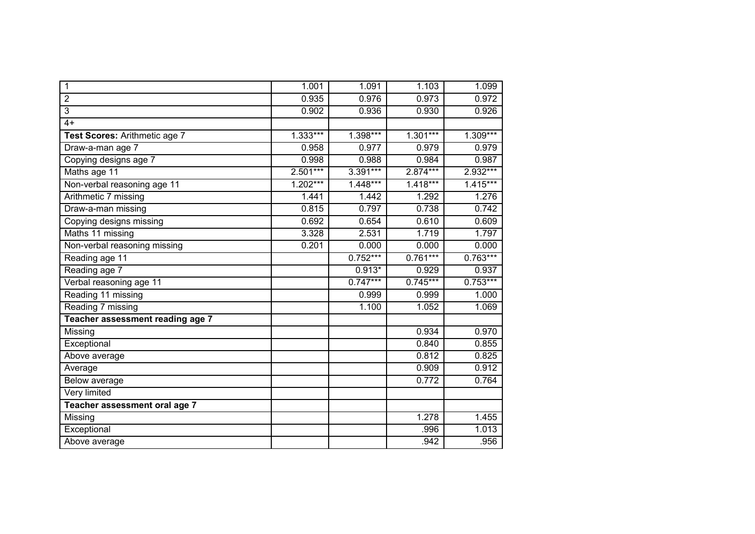| | | | | |
|---|---|---|---|---|
| 1 | 1.001 | 1.091 | 1.103 | 1.099 |
| 2 | 0.935 | 0.976 | 0.973 | 0.972 |
| 3 | 0.902 | 0.936 | 0.930 | 0.926 |
| 4+ | | | | |
| **Test Scores:** Arithmetic age 7 | 1.333*** | 1.398*** | 1.301*** | 1.309*** |
| Draw-a-man age 7 | 0.958 | 0.977 | 0.979 | 0.979 |
| Copying designs age 7 | 0.998 | 0.988 | 0.984 | 0.987 |
| Maths age 11 | 2.501*** | 3.391*** | 2.874*** | 2.932*** |
| Non-verbal reasoning age 11 | 1.202*** | 1.448*** | 1.418*** | 1.415*** |
| Arithmetic 7 missing | 1.441 | 1.442 | 1.292 | 1.276 |
| Draw-a-man missing | 0.815 | 0.797 | 0.738 | 0.742 |
| Copying designs missing | 0.692 | 0.654 | 0.610 | 0.609 |
| Maths 11 missing | 3.328 | 2.531 | 1.719 | 1.797 |
| Non-verbal reasoning missing | 0.201 | 0.000 | 0.000 | 0.000 |
| Reading age 11 | | 0.752*** | 0.761*** | 0.763*** |
| Reading age 7 | | 0.913* | 0.929 | 0.937 |
| Verbal reasoning age 11 | | 0.747*** | 0.745*** | 0.753*** |
| Reading 11 missing | | 0.999 | 0.999 | 1.000 |
| Reading 7 missing | | 1.100 | 1.052 | 1.069 |
| **Teacher assessment reading age 7** | | | | |
| Missing | | | 0.934 | 0.970 |
| Exceptional | | | 0.840 | 0.855 |
| Above average | | | 0.812 | 0.825 |
| Average | | | 0.909 | 0.912 |
| Below average | | | 0.772 | 0.764 |
| Very limited | | | | |
| **Teacher assessment oral age 7** | | | | |
| Missing | | | 1.278 | 1.455 |
| Exceptional | | | .996 | 1.013 |
| Above average | | | .942 | .956 |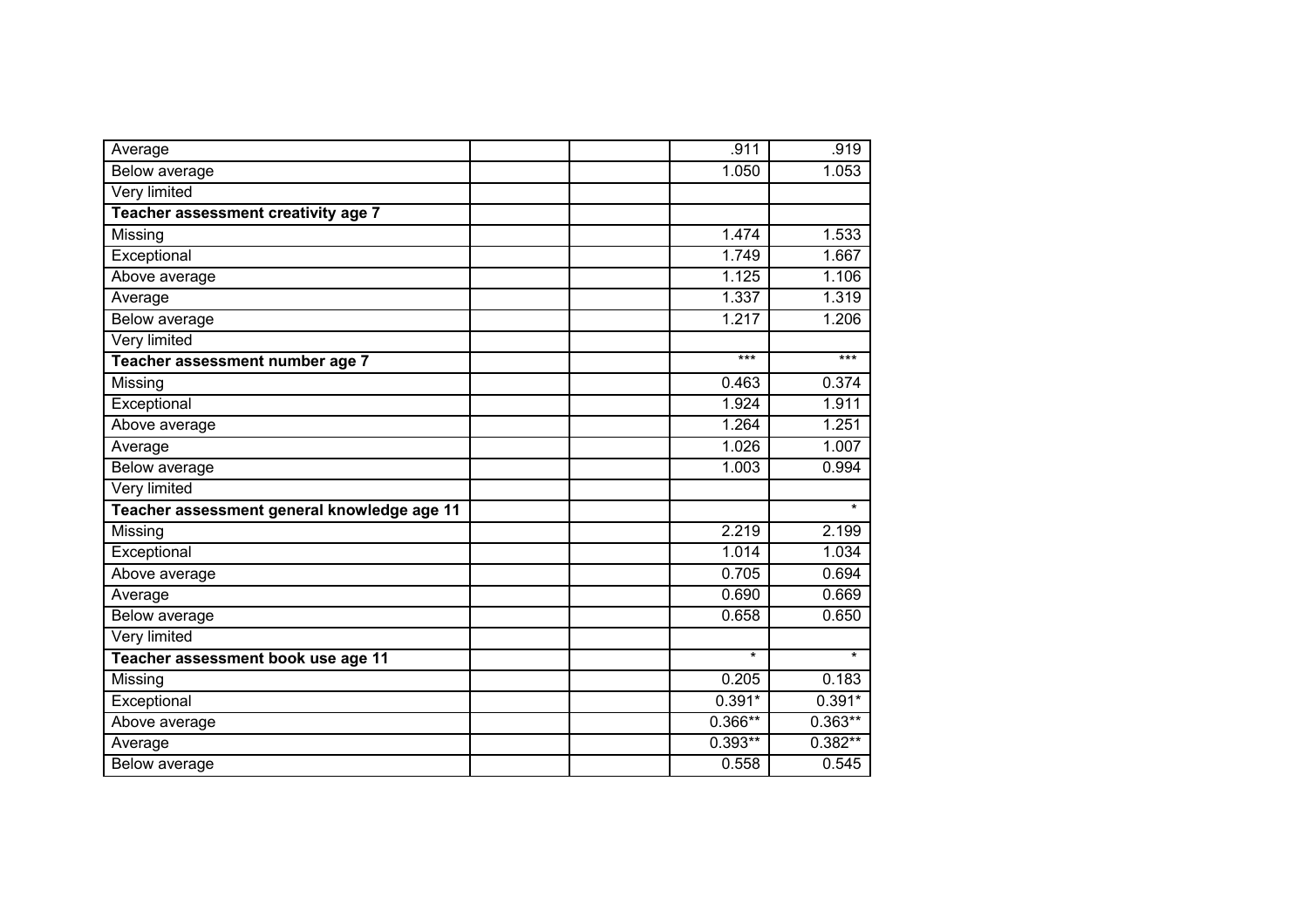| | | | | |
|---|---|---|---|---|
| Average | | | .911 | .919 |
| Below average | | | 1.050 | 1.053 |
| Very limited | | | | |
| **Teacher assessment creativity age 7** | | | | |
| Missing | | | 1.474 | 1.533 |
| Exceptional | | | 1.749 | 1.667 |
| Above average | | | 1.125 | 1.106 |
| Average | | | 1.337 | 1.319 |
| Below average | | | 1.217 | 1.206 |
| Very limited | | | | |
| **Teacher assessment number age 7** | | | *** | *** |
| Missing | | | 0.463 | 0.374 |
| Exceptional | | | 1.924 | 1.911 |
| Above average | | | 1.264 | 1.251 |
| Average | | | 1.026 | 1.007 |
| Below average | | | 1.003 | 0.994 |
| Very limited | | | | |
| **Teacher assessment general knowledge age 11** | | | | * |
| Missing | | | 2.219 | 2.199 |
| Exceptional | | | 1.014 | 1.034 |
| Above average | | | 0.705 | 0.694 |
| Average | | | 0.690 | 0.669 |
| Below average | | | 0.658 | 0.650 |
| Very limited | | | | |
| **Teacher assessment book use age 11** | | | * | * |
| Missing | | | 0.205 | 0.183 |
| Exceptional | | | 0.391* | 0.391* |
| Above average | | | 0.366** | 0.363** |
| Average | | | 0.393** | 0.382** |
| Below average | | | 0.558 | 0.545 |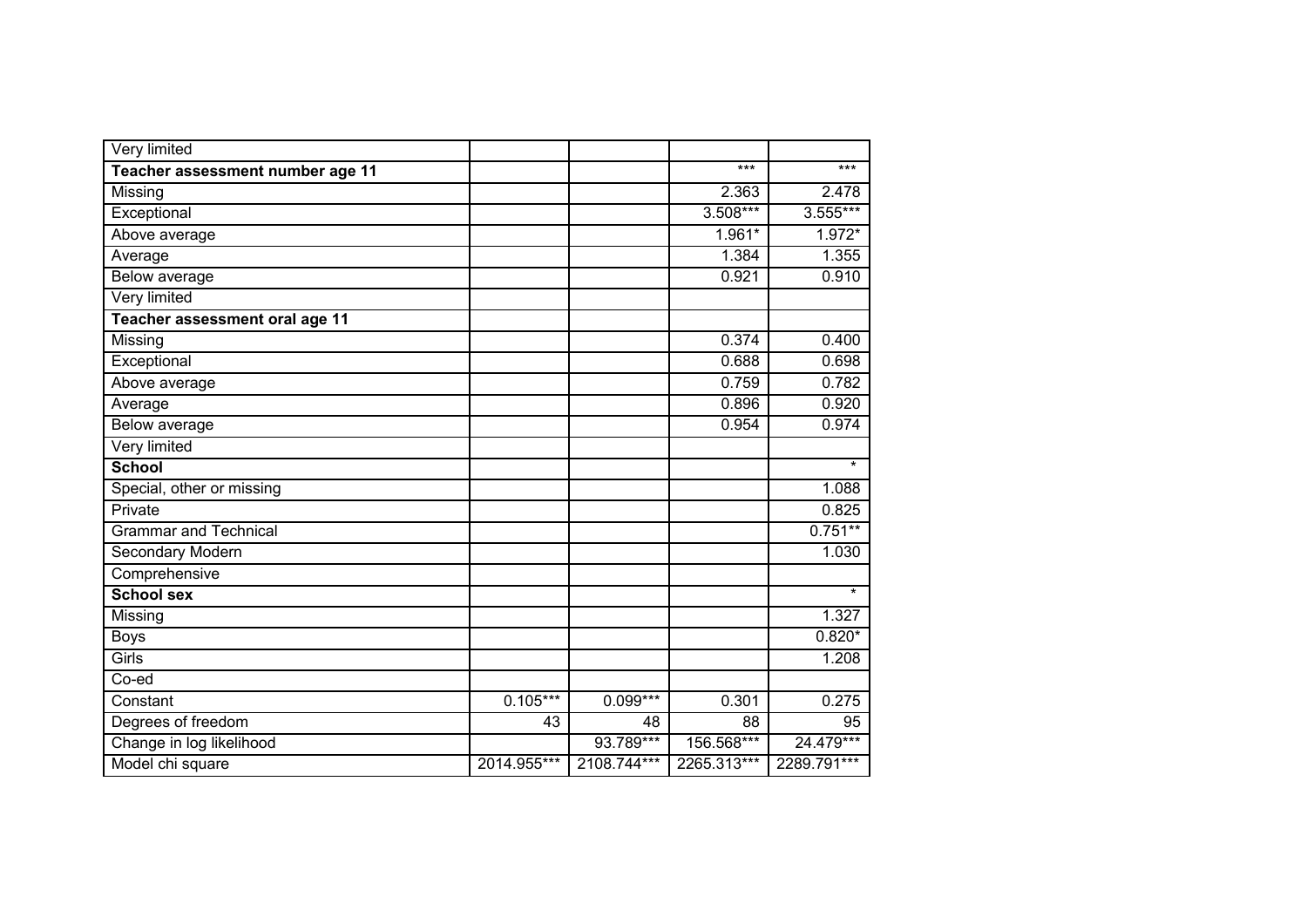| | | | | |
|---|---|---|---|---|
| Very limited | | | | |
| **Teacher assessment number age 11** | | | *** | *** |
| Missing | | | 2.363 | 2.478 |
| Exceptional | | | 3.508*** | 3.555*** |
| Above average | | | 1.961* | 1.972* |
| Average | | | 1.384 | 1.355 |
| Below average | | | 0.921 | 0.910 |
| Very limited | | | | |
| **Teacher assessment oral age 11** | | | | |
| Missing | | | 0.374 | 0.400 |
| Exceptional | | | 0.688 | 0.698 |
| Above average | | | 0.759 | 0.782 |
| Average | | | 0.896 | 0.920 |
| Below average | | | 0.954 | 0.974 |
| Very limited | | | | |
| **School** | | | | * |
| Special, other or missing | | | | 1.088 |
| Private | | | | 0.825 |
| Grammar and Technical | | | | 0.751** |
| Secondary Modern | | | | 1.030 |
| Comprehensive | | | | |
| **School sex** | | | | * |
| Missing | | | | 1.327 |
| Boys | | | | 0.820* |
| Girls | | | | 1.208 |
| Co-ed | | | | |
| Constant | 0.105*** | 0.099*** | 0.301 | 0.275 |
| Degrees of freedom | 43 | 48 | 88 | 95 |
| Change in log likelihood | | 93.789*** | 156.568*** | 24.479*** |
| Model chi square | 2014.955*** | 2108.744*** | 2265.313*** | 2289.791*** |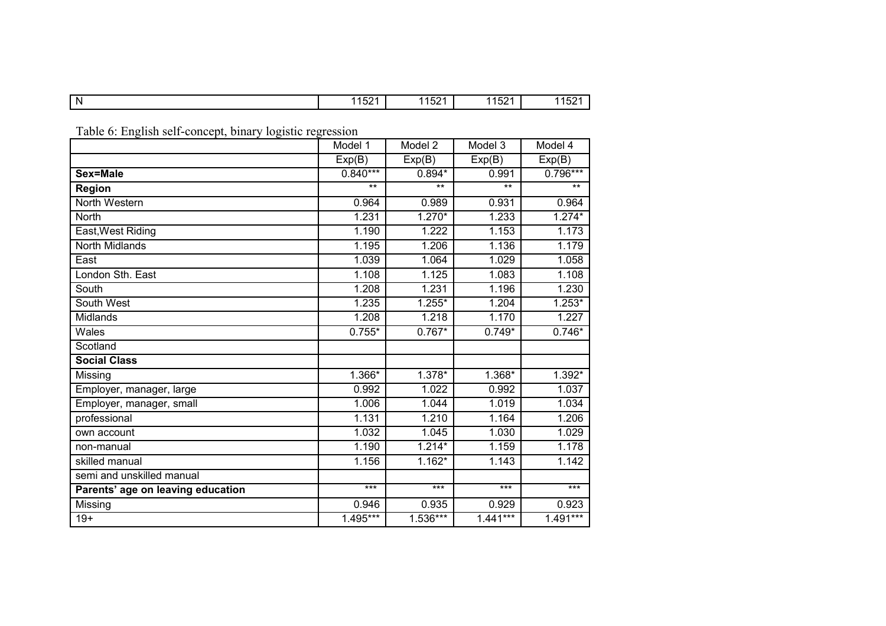| N | 11521 | 11521 | 11521 | 11521 |
|---|---|---|---|---|

Table 6: English self-concept, binary logistic regression

| | Model 1 | Model 2 | Model 3 | Model 4 |
|---|---|---|---|---|
| | Exp(B) | Exp(B) | Exp(B) | Exp(B) |
| **Sex=Male** | 0.840*** | 0.894* | 0.991 | 0.796*** |
| **Region** | ** | ** | ** | ** |
| North Western | 0.964 | 0.989 | 0.931 | 0.964 |
| North | 1.231 | 1.270* | 1.233 | 1.274* |
| East,West Riding | 1.190 | 1.222 | 1.153 | 1.173 |
| North Midlands | 1.195 | 1.206 | 1.136 | 1.179 |
| East | 1.039 | 1.064 | 1.029 | 1.058 |
| London Sth. East | 1.108 | 1.125 | 1.083 | 1.108 |
| South | 1.208 | 1.231 | 1.196 | 1.230 |
| South West | 1.235 | 1.255* | 1.204 | 1.253* |
| Midlands | 1.208 | 1.218 | 1.170 | 1.227 |
| Wales | 0.755* | 0.767* | 0.749* | 0.746* |
| Scotland | | | | |
| **Social Class** | | | | |
| Missing | 1.366* | 1.378* | 1.368* | 1.392* |
| Employer, manager, large | 0.992 | 1.022 | 0.992 | 1.037 |
| Employer, manager, small | 1.006 | 1.044 | 1.019 | 1.034 |
| professional | 1.131 | 1.210 | 1.164 | 1.206 |
| own account | 1.032 | 1.045 | 1.030 | 1.029 |
| non-manual | 1.190 | 1.214* | 1.159 | 1.178 |
| skilled manual | 1.156 | 1.162* | 1.143 | 1.142 |
| semi and unskilled manual | | | | |
| **Parents' age on leaving education** | *** | *** | *** | *** |
| Missing | 0.946 | 0.935 | 0.929 | 0.923 |
| 19+ | 1.495*** | 1.536*** | 1.441*** | 1.491*** |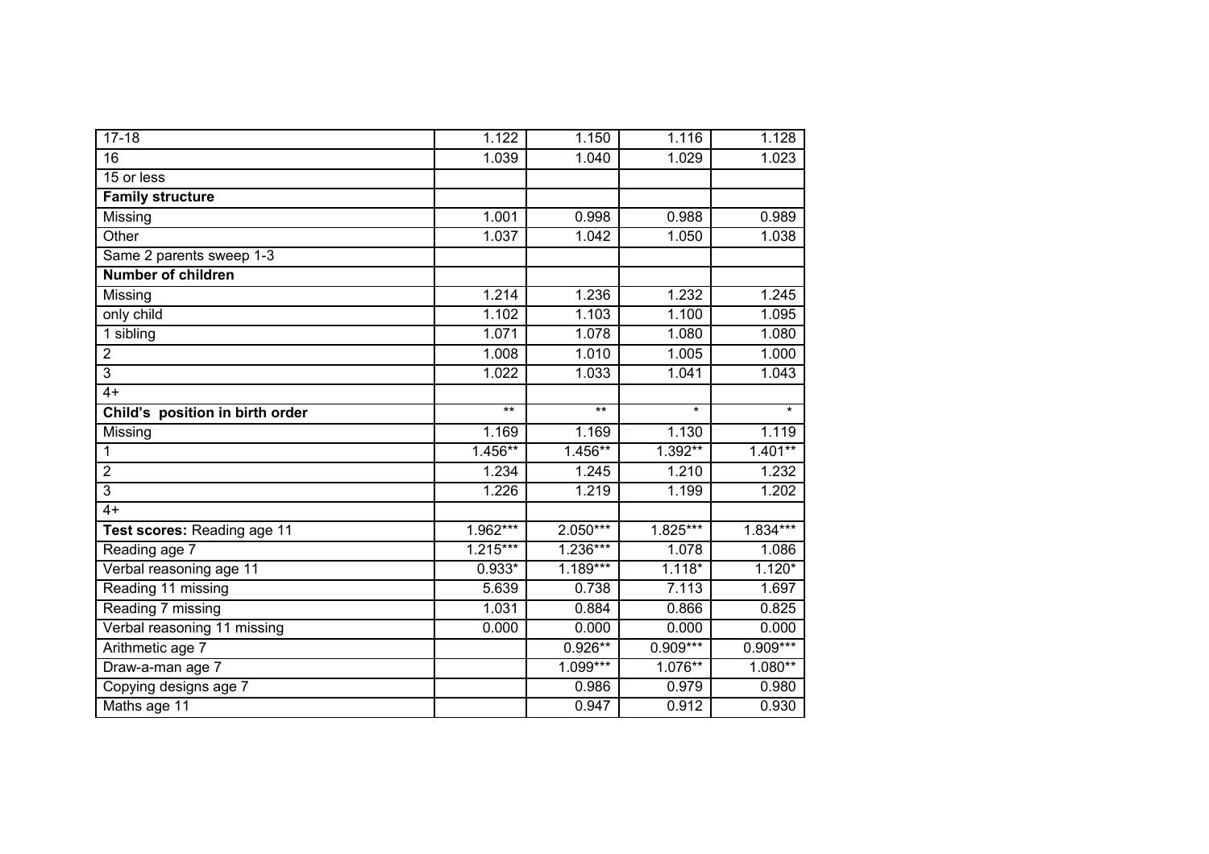| | | | | |
|---|---|---|---|---|
| 17-18 | 1.122 | 1.150 | 1.116 | 1.128 |
| 16 | 1.039 | 1.040 | 1.029 | 1.023 |
| 15 or less | | | | |
| **Family structure** | | | | |
| Missing | 1.001 | 0.998 | 0.988 | 0.989 |
| Other | 1.037 | 1.042 | 1.050 | 1.038 |
| Same 2 parents sweep 1-3 | | | | |
| **Number of children** | | | | |
| Missing | 1.214 | 1.236 | 1.232 | 1.245 |
| only child | 1.102 | 1.103 | 1.100 | 1.095 |
| 1 sibling | 1.071 | 1.078 | 1.080 | 1.080 |
| 2 | 1.008 | 1.010 | 1.005 | 1.000 |
| 3 | 1.022 | 1.033 | 1.041 | 1.043 |
| 4+ | | | | |
| **Child's position in birth order** | ** | ** | * | * |
| Missing | 1.169 | 1.169 | 1.130 | 1.119 |
| 1 | 1.456** | 1.456** | 1.392** | 1.401** |
| 2 | 1.234 | 1.245 | 1.210 | 1.232 |
| 3 | 1.226 | 1.219 | 1.199 | 1.202 |
| 4+ | | | | |
| **Test scores:** Reading age 11 | 1.962*** | 2.050*** | 1.825*** | 1.834*** |
| Reading age 7 | 1.215*** | 1.236*** | 1.078 | 1.086 |
| Verbal reasoning age 11 | 0.933* | 1.189*** | 1.118* | 1.120* |
| Reading 11 missing | 5.639 | 0.738 | 7.113 | 1.697 |
| Reading 7 missing | 1.031 | 0.884 | 0.866 | 0.825 |
| Verbal reasoning 11 missing | 0.000 | 0.000 | 0.000 | 0.000 |
| Arithmetic age 7 | | 0.926** | 0.909*** | 0.909*** |
| Draw-a-man age 7 | | 1.099*** | 1.076** | 1.080** |
| Copying designs age 7 | | 0.986 | 0.979 | 0.980 |
| Maths age 11 | | 0.947 | 0.912 | 0.930 |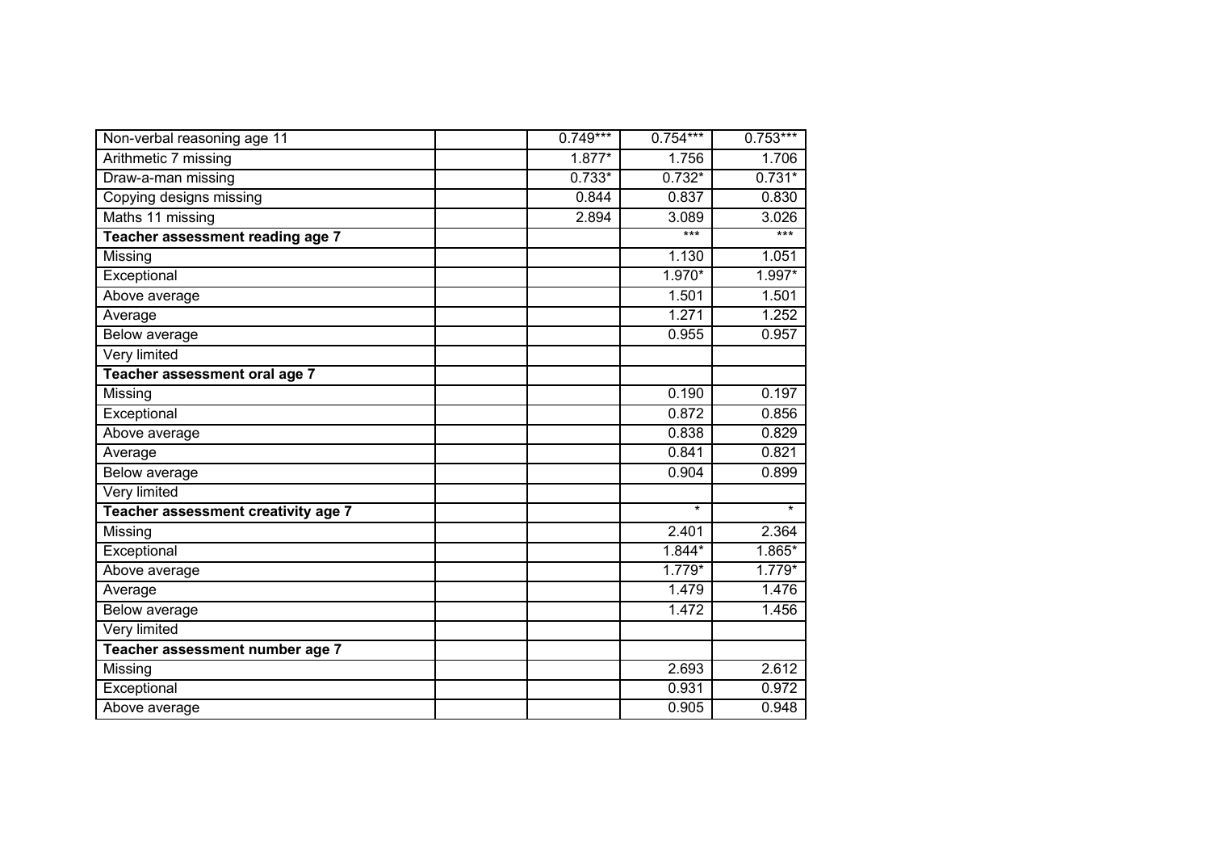| | | | | |
|---|---|---|---|---|
| Non-verbal reasoning age 11 | | 0.749*** | 0.754*** | 0.753*** |
| Arithmetic 7 missing | | 1.877* | 1.756 | 1.706 |
| Draw-a-man missing | | 0.733* | 0.732* | 0.731* |
| Copying designs missing | | 0.844 | 0.837 | 0.830 |
| Maths 11 missing | | 2.894 | 3.089 | 3.026 |
| **Teacher assessment reading age 7** | | | *** | *** |
| Missing | | | 1.130 | 1.051 |
| Exceptional | | | 1.970* | 1.997* |
| Above average | | | 1.501 | 1.501 |
| Average | | | 1.271 | 1.252 |
| Below average | | | 0.955 | 0.957 |
| Very limited | | | | |
| **Teacher assessment oral age 7** | | | | |
| Missing | | | 0.190 | 0.197 |
| Exceptional | | | 0.872 | 0.856 |
| Above average | | | 0.838 | 0.829 |
| Average | | | 0.841 | 0.821 |
| Below average | | | 0.904 | 0.899 |
| Very limited | | | | |
| **Teacher assessment creativity age 7** | | | * | * |
| Missing | | | 2.401 | 2.364 |
| Exceptional | | | 1.844* | 1.865* |
| Above average | | | 1.779* | 1.779* |
| Average | | | 1.479 | 1.476 |
| Below average | | | 1.472 | 1.456 |
| Very limited | | | | |
| **Teacher assessment number age 7** | | | | |
| Missing | | | 2.693 | 2.612 |
| Exceptional | | | 0.931 | 0.972 |
| Above average | | | 0.905 | 0.948 |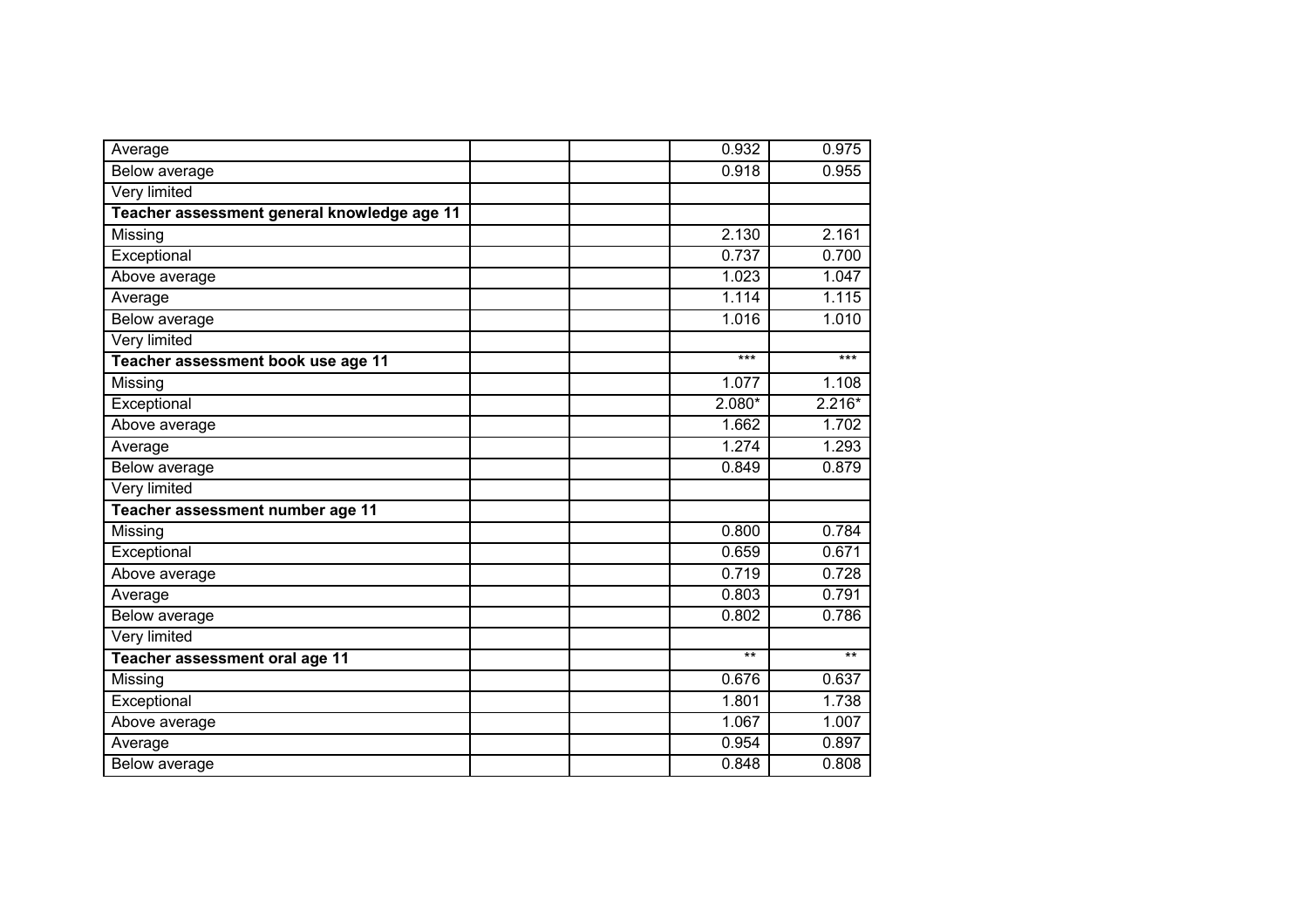| | | | | |
|---|---|---|---|---|
| Average | | | 0.932 | 0.975 |
| Below average | | | 0.918 | 0.955 |
| Very limited | | | | |
| **Teacher assessment general knowledge age 11** | | | | |
| Missing | | | 2.130 | 2.161 |
| Exceptional | | | 0.737 | 0.700 |
| Above average | | | 1.023 | 1.047 |
| Average | | | 1.114 | 1.115 |
| Below average | | | 1.016 | 1.010 |
| Very limited | | | | |
| **Teacher assessment book use age 11** | | | *** | *** |
| Missing | | | 1.077 | 1.108 |
| Exceptional | | | 2.080* | 2.216* |
| Above average | | | 1.662 | 1.702 |
| Average | | | 1.274 | 1.293 |
| Below average | | | 0.849 | 0.879 |
| Very limited | | | | |
| **Teacher assessment number age 11** | | | | |
| Missing | | | 0.800 | 0.784 |
| Exceptional | | | 0.659 | 0.671 |
| Above average | | | 0.719 | 0.728 |
| Average | | | 0.803 | 0.791 |
| Below average | | | 0.802 | 0.786 |
| Very limited | | | | |
| **Teacher assessment oral age 11** | | | ** | ** |
| Missing | | | 0.676 | 0.637 |
| Exceptional | | | 1.801 | 1.738 |
| Above average | | | 1.067 | 1.007 |
| Average | | | 0.954 | 0.897 |
| Below average | | | 0.848 | 0.808 |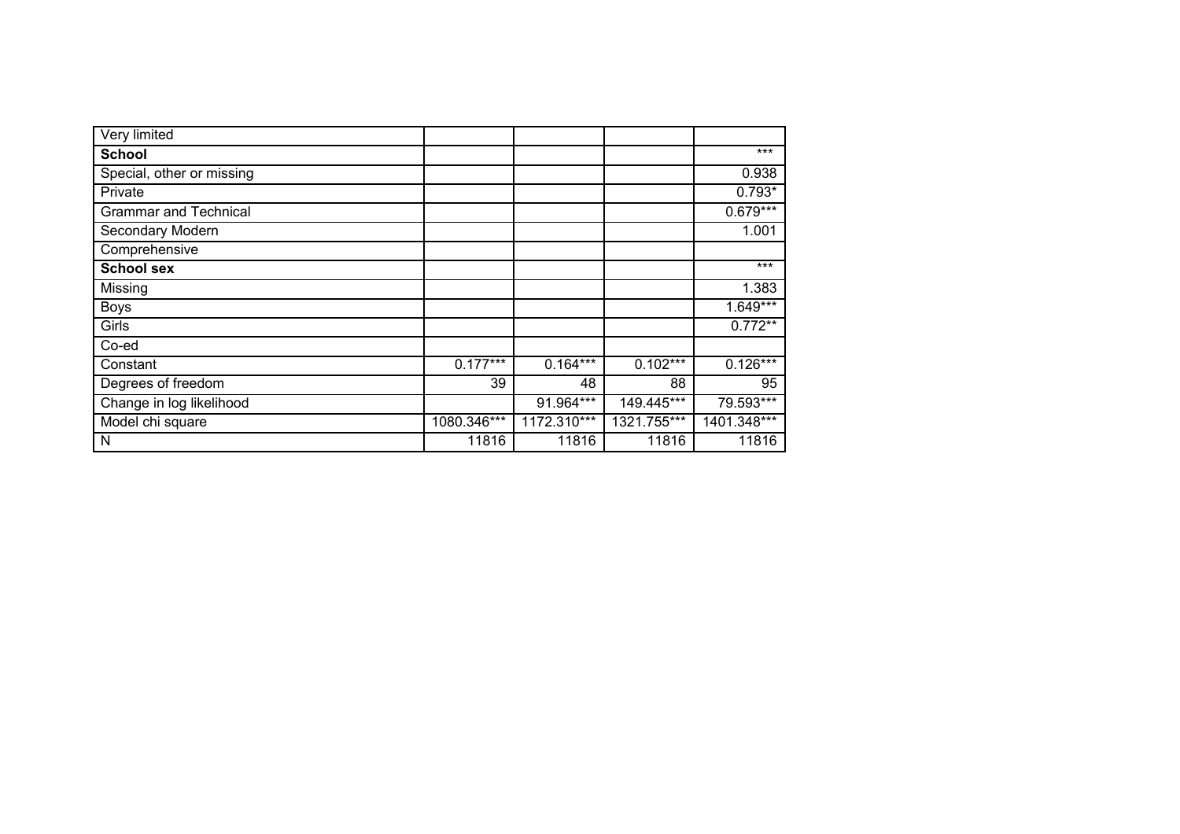| | | | | |
|---|---|---|---|---|
| Very limited | | | | |
| **School** | | | | *** |
| Special, other or missing | | | | 0.938 |
| Private | | | | 0.793* |
| Grammar and Technical | | | | 0.679*** |
| Secondary Modern | | | | 1.001 |
| Comprehensive | | | | |
| **School sex** | | | | *** |
| Missing | | | | 1.383 |
| Boys | | | | 1.649*** |
| Girls | | | | 0.772** |
| Co-ed | | | | |
| Constant | 0.177*** | 0.164*** | 0.102*** | 0.126*** |
| Degrees of freedom | 39 | 48 | 88 | 95 |
| Change in log likelihood | | 91.964*** | 149.445*** | 79.593*** |
| Model chi square | 1080.346*** | 1172.310*** | 1321.755*** | 1401.348*** |
| N | 11816 | 11816 | 11816 | 11816 |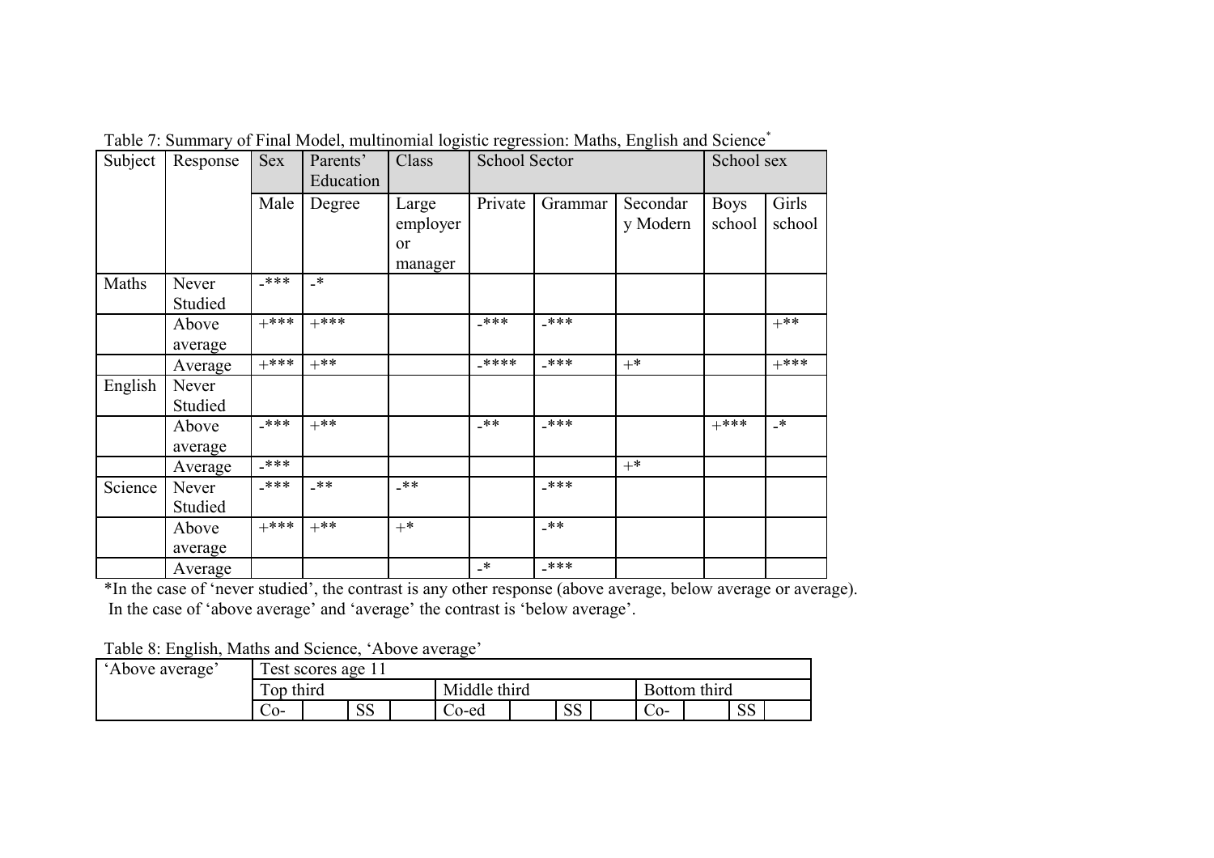Table 7: Summary of Final Model, multinomial logistic regression: Maths, English and Science*

| Subject | Response | Sex | Parents' Education | Class | School Sector | | | School sex | |
|---|---|---|---|---|---|---|---|---|---|
| | | Male | Degree | Large employer or manager | Private | Grammar | Secondary Modern | Boys school | Girls school |
| Maths | Never Studied | -*** | -* | | | | | | |
| | Above average | +*** | +*** | | -*** | -*** | | | +** |
| | Average | +*** | +** | | -**** | -*** | +* | | +*** |
| English | Never Studied | | | | | | | | |
| | Above average | -*** | +** | | -** | -*** | | +*** | -* |
| | Average | -*** | | | | | +* | | |
| Science | Never Studied | -*** | -** | -** | | -*** | | | |
| | Above average | +*** | +** | +* | | -** | | | |
| | Average | | | | -* | -*** | | | |

*In the case of 'never studied', the contrast is any other response (above average, below average or average). In the case of 'above average' and 'average' the contrast is 'below average'.

Table 8: English, Maths and Science, 'Above average'

| 'Above average' | Test scores age 11 | | | | | | | | | | | |
|---|---|---|---|---|---|---|---|---|---|---|---|---|
| | Top third | | | | Middle third | | | | Bottom third | | | |
| | Co- | | SS | | Co-ed | | SS | | Co- | | SS | |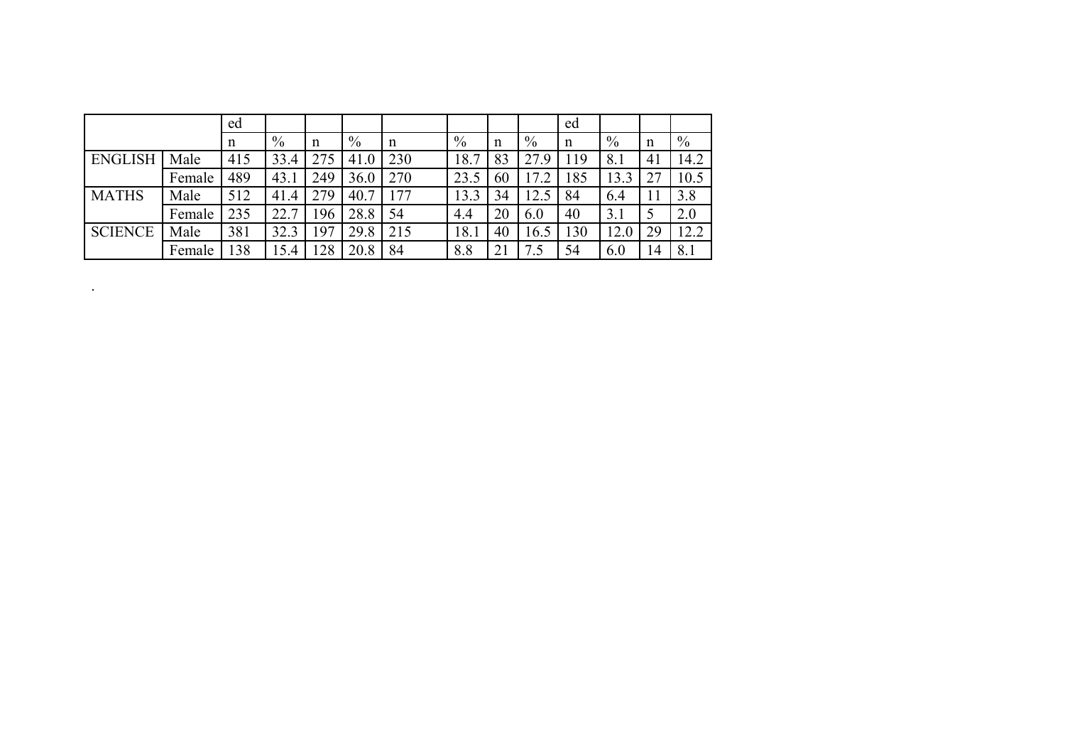| | | ed | | | | | | | | ed | | | |
|---|---|---|---|---|---|---|---|---|---|---|---|---|---|
| | | n | % | n | % | n | % | n | % | n | % | n | % |
| ENGLISH | Male | 415 | 33.4 | 275 | 41.0 | 230 | 18.7 | 83 | 27.9 | 119 | 8.1 | 41 | 14.2 |
| | Female | 489 | 43.1 | 249 | 36.0 | 270 | 23.5 | 60 | 17.2 | 185 | 13.3 | 27 | 10.5 |
| MATHS | Male | 512 | 41.4 | 279 | 40.7 | 177 | 13.3 | 34 | 12.5 | 84 | 6.4 | 11 | 3.8 |
| | Female | 235 | 22.7 | 196 | 28.8 | 54 | 4.4 | 20 | 6.0 | 40 | 3.1 | 5 | 2.0 |
| SCIENCE | Male | 381 | 32.3 | 197 | 29.8 | 215 | 18.1 | 40 | 16.5 | 130 | 12.0 | 29 | 12.2 |
| | Female | 138 | 15.4 | 128 | 20.8 | 84 | 8.8 | 21 | 7.5 | 54 | 6.0 | 14 | 8.1 |

.